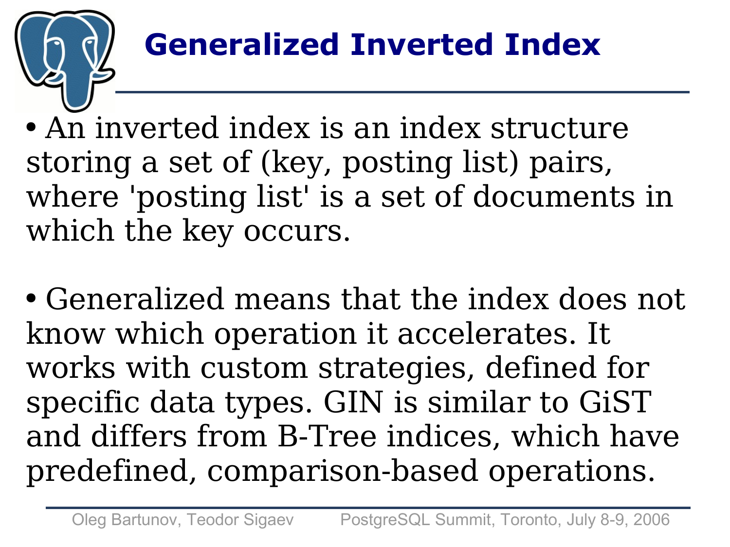# Generalized Inverted Index

- An inverted index is an index structure storing a set of (key, posting list) pairs, where 'posting list' is a set of documents in which the key occurs.

- Generalized means that the index does not know which operation it accelerates. It works with custom strategies, defined for specific data types. GIN is similar to GiST and differs from B-Tree indices, which have predefined, comparison-based operations.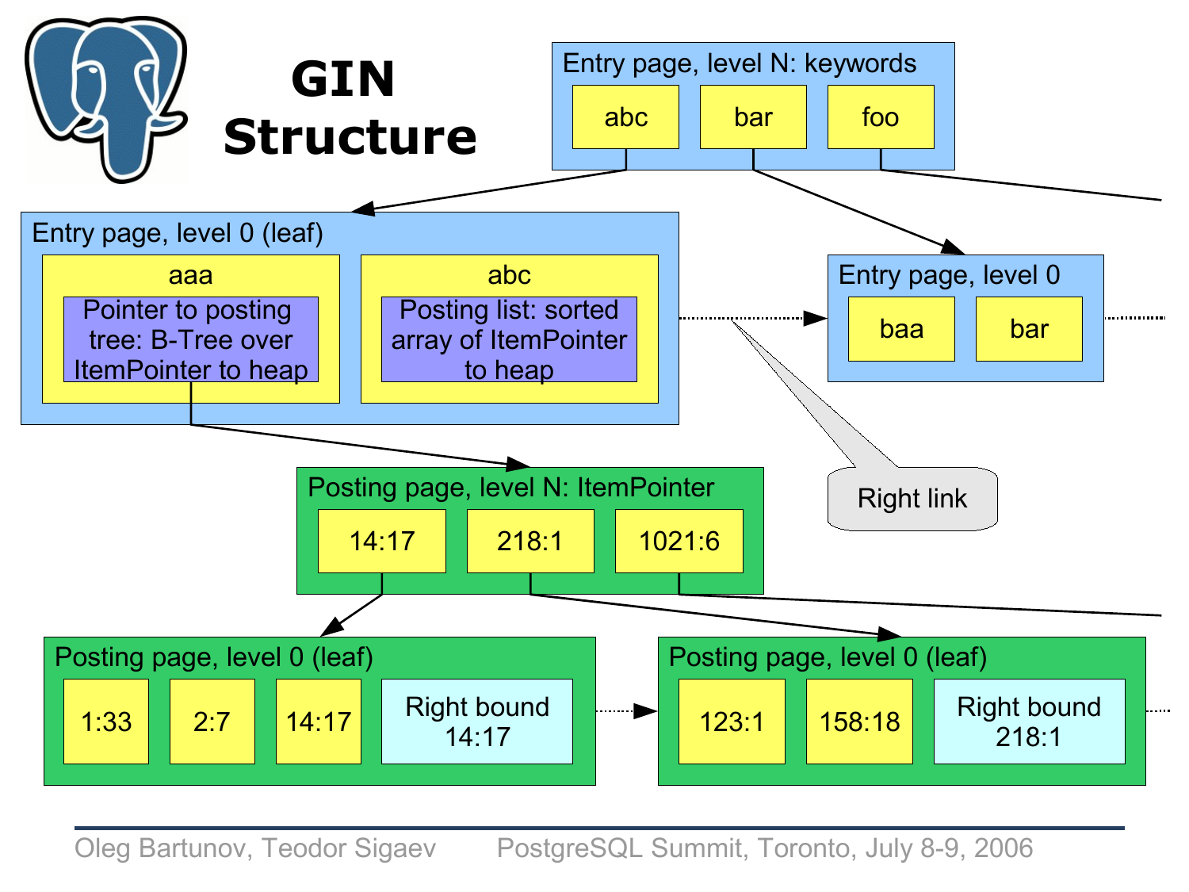# GIN Structure

Entry page, level N: keywords

abc | bar | foo

Entry page, level 0 (leaf)

- aaa
  - Pointer to posting tree: B-Tree over ItemPointer to heap
- abc
  - Posting list: sorted array of ItemPointer to heap

Entry page, level 0

baa | bar

Right link

Posting page, level N: ItemPointer

14:17 | 218:1 | 1021:6

Posting page, level 0 (leaf)

1:33 | 2:7 | 14:17 | Right bound 14:17

Posting page, level 0 (leaf)

123:1 | 158:18 | Right bound 218:1

Oleg Bartunov, Teodor Sigaev PostgreSQL Summit, Toronto, July 8-9, 2006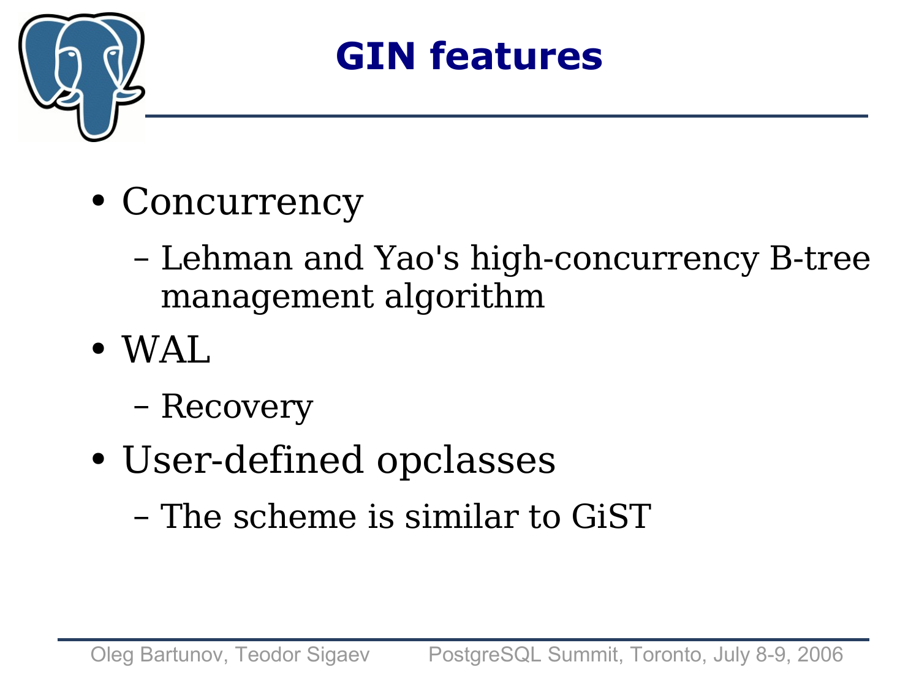# GIN features

- Concurrency
  - Lehman and Yao's high-concurrency B-tree management algorithm
- WAL
  - Recovery
- User-defined opclasses
  - The scheme is similar to GiST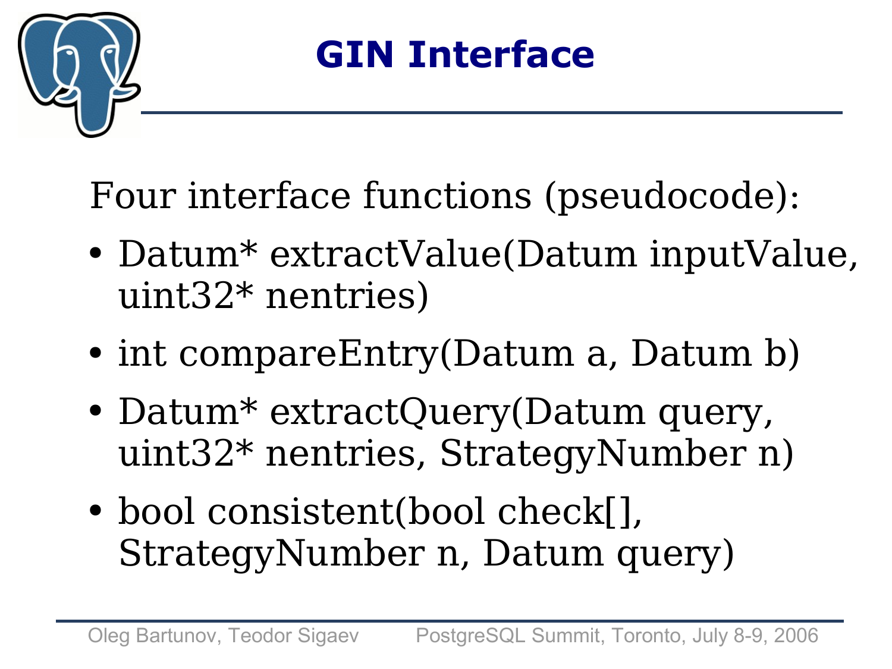# GIN Interface

Four interface functions (pseudocode):

- Datum* extractValue(Datum inputValue, uint32* nentries)
- int compareEntry(Datum a, Datum b)
- Datum* extractQuery(Datum query, uint32* nentries, StrategyNumber n)
- bool consistent(bool check[], StrategyNumber n, Datum query)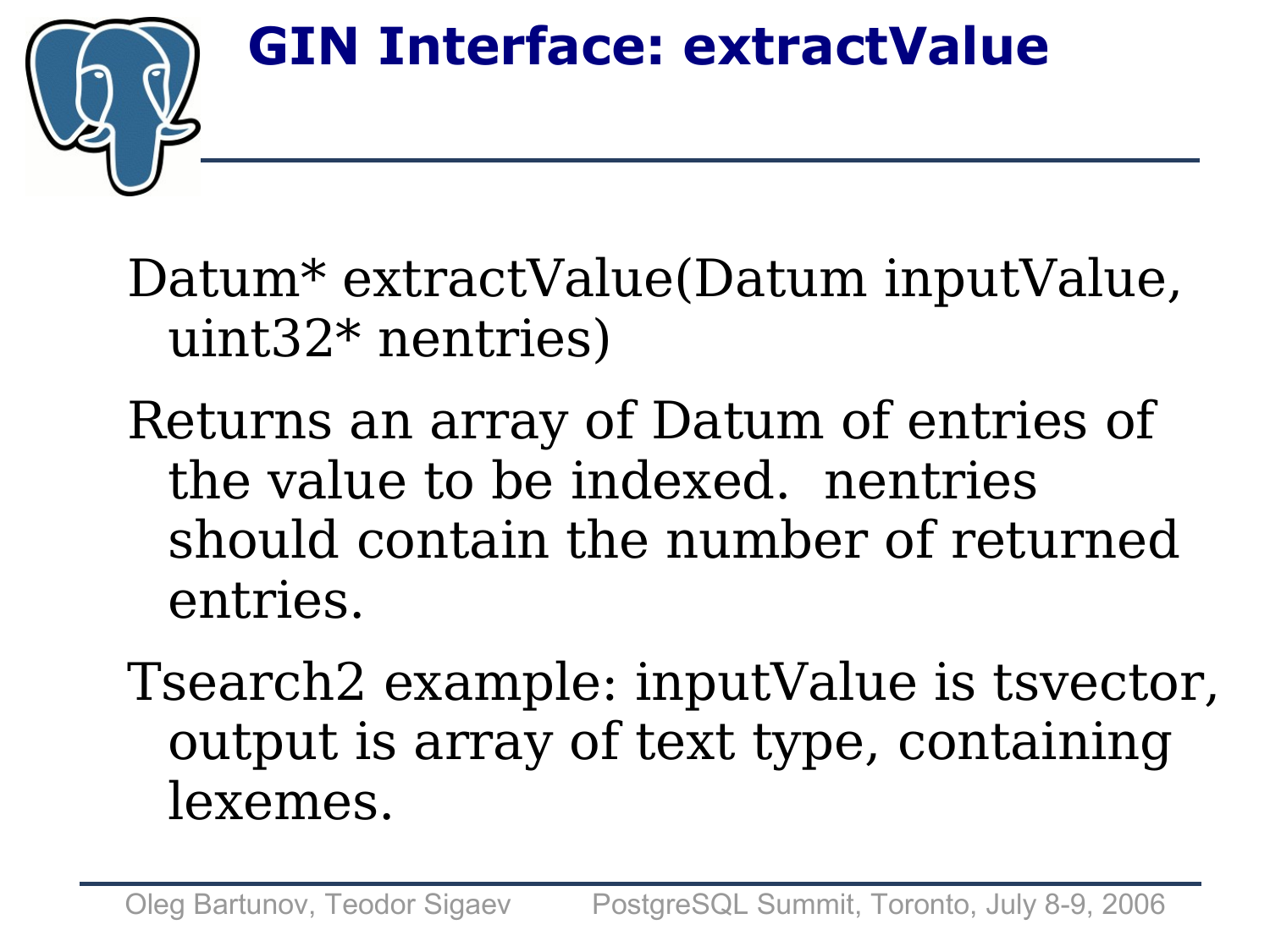# GIN Interface: extractValue

Datum* extractValue(Datum inputValue, uint32* nentries)

Returns an array of Datum of entries of the value to be indexed. nentries should contain the number of returned entries.

Tsearch2 example: inputValue is tsvector, output is array of text type, containing lexemes.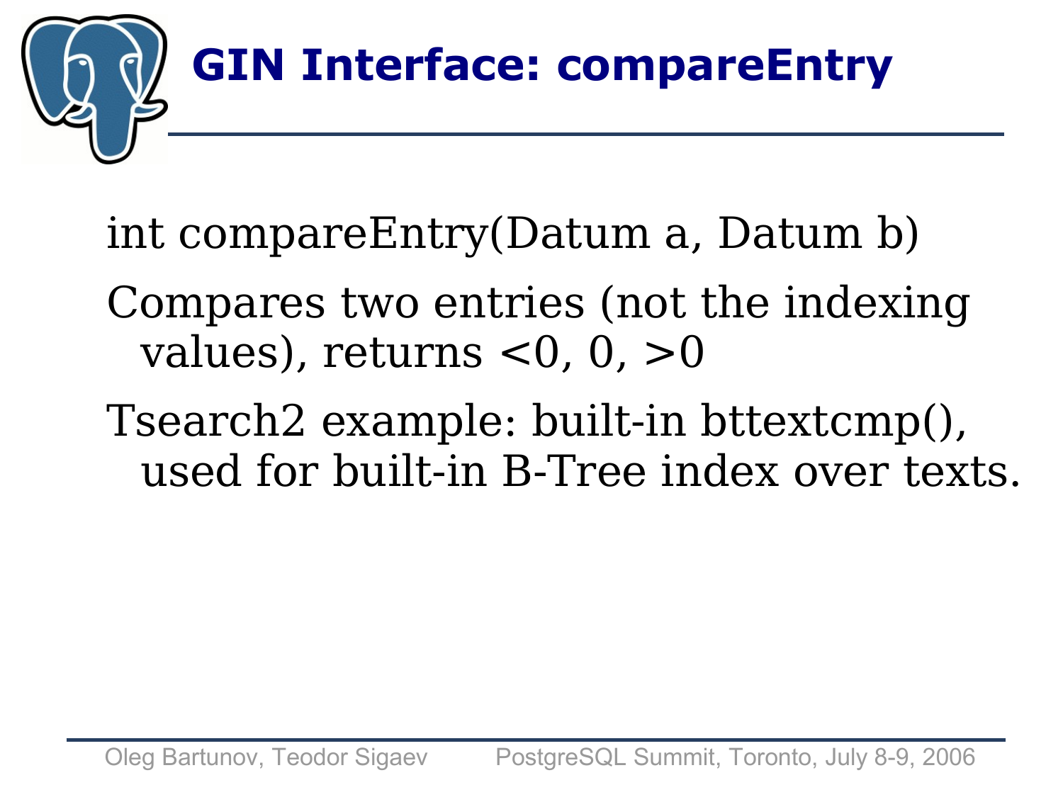# GIN Interface: compareEntry

int compareEntry(Datum a, Datum b)

Compares two entries (not the indexing values), returns <0, 0, >0

Tsearch2 example: built-in bttextcmp(), used for built-in B-Tree index over texts.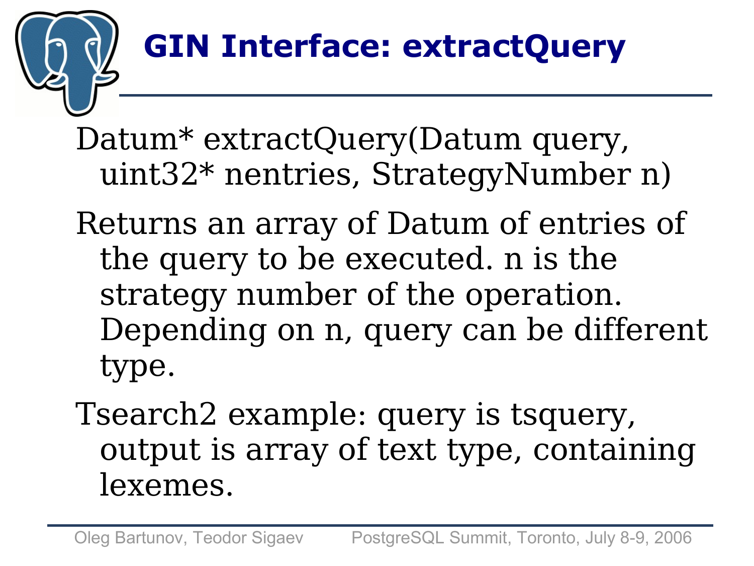# GIN Interface: extractQuery

Datum* extractQuery(Datum query, uint32* nentries, StrategyNumber n)

Returns an array of Datum of entries of the query to be executed. n is the strategy number of the operation. Depending on n, query can be different type.

Tsearch2 example: query is tsquery, output is array of text type, containing lexemes.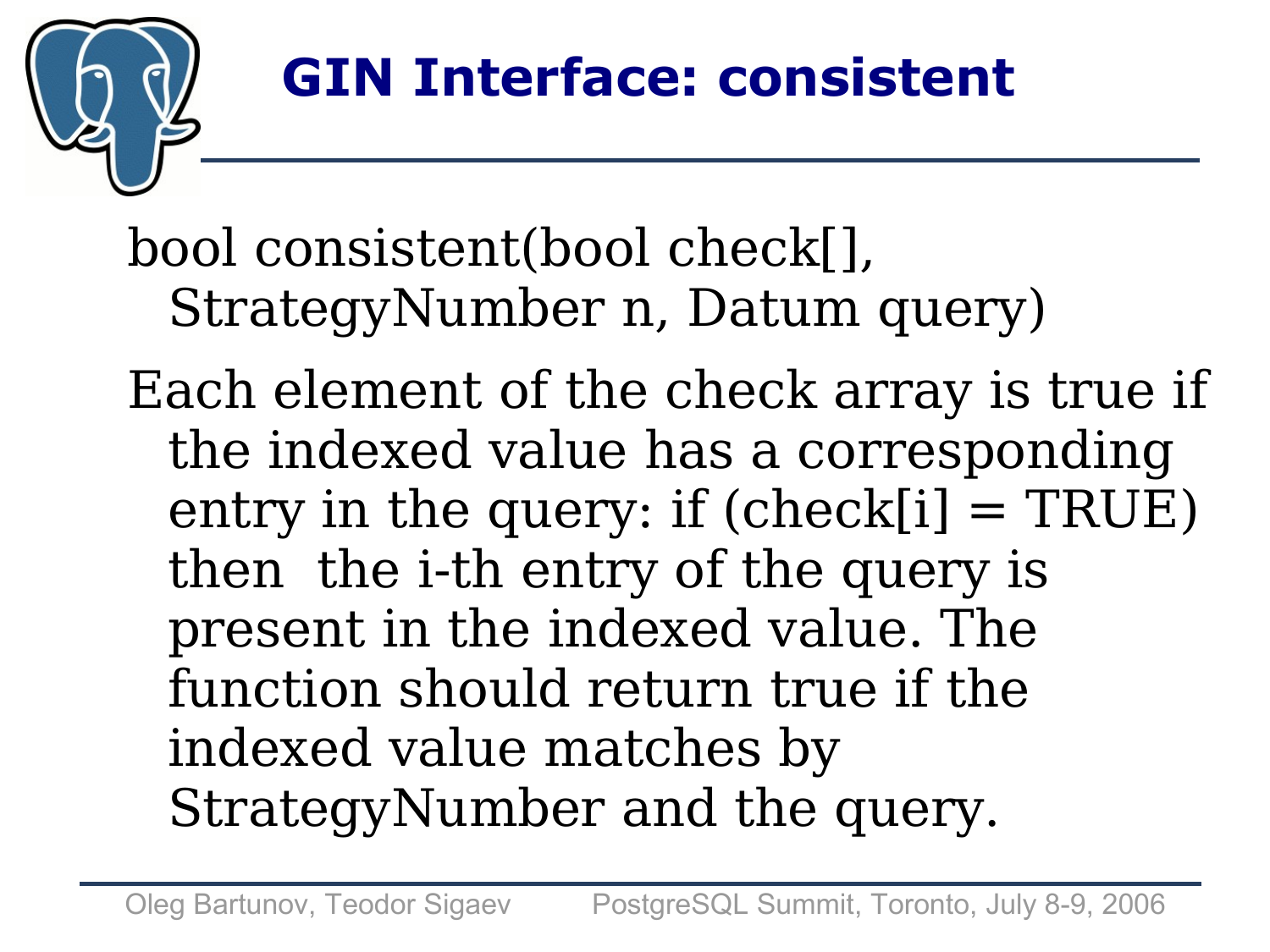# GIN Interface: consistent

bool consistent(bool check[], StrategyNumber n, Datum query)

Each element of the check array is true if the indexed value has a corresponding entry in the query: if (check[i] = TRUE) then the i-th entry of the query is present in the indexed value. The function should return true if the indexed value matches by StrategyNumber and the query.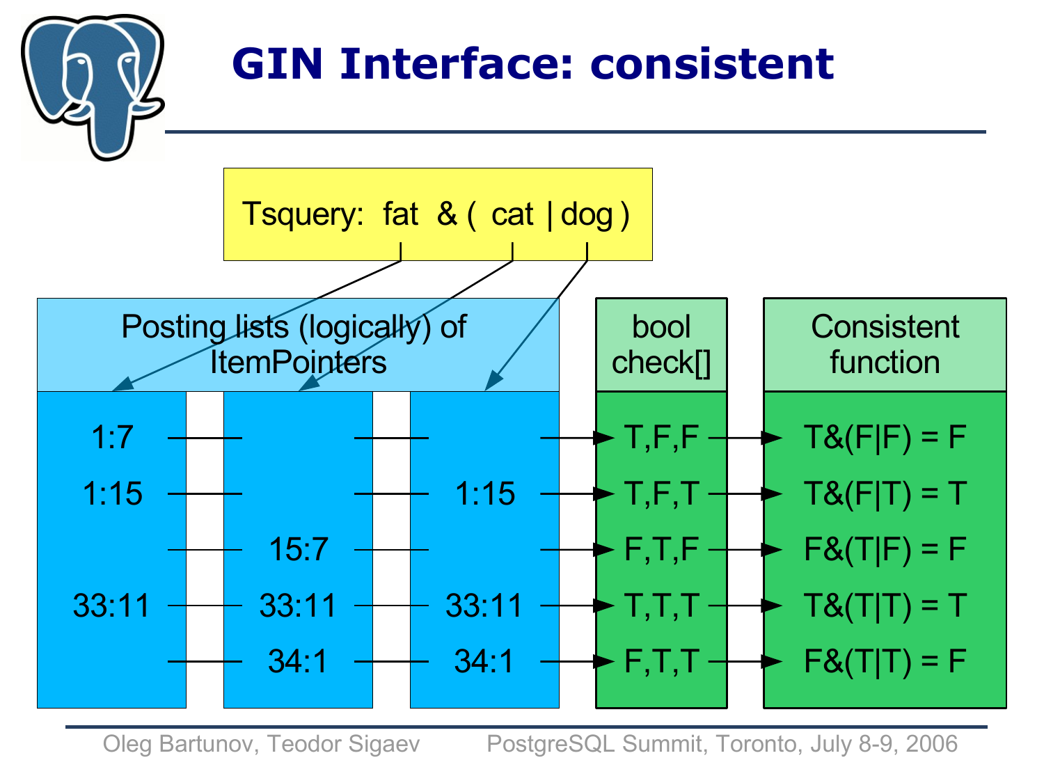# GIN Interface: consistent

Tsquery: fat & ( cat | dog )

| Posting lists (logically) of ItemPointers | | | bool check[] | Consistent function |
|---|---|---|---|---|
| fat | cat | dog | | |
| 1:7 | | | T,F,F | T&(F\|F) = F |
| 1:15 | | 1:15 | T,F,T | T&(F\|T) = T |
| | 15:7 | | F,T,F | F&(T\|F) = F |
| 33:11 | 33:11 | 33:11 | T,T,T | T&(T\|T) = T |
| | 34:1 | 34:1 | F,T,T | F&(T\|T) = F |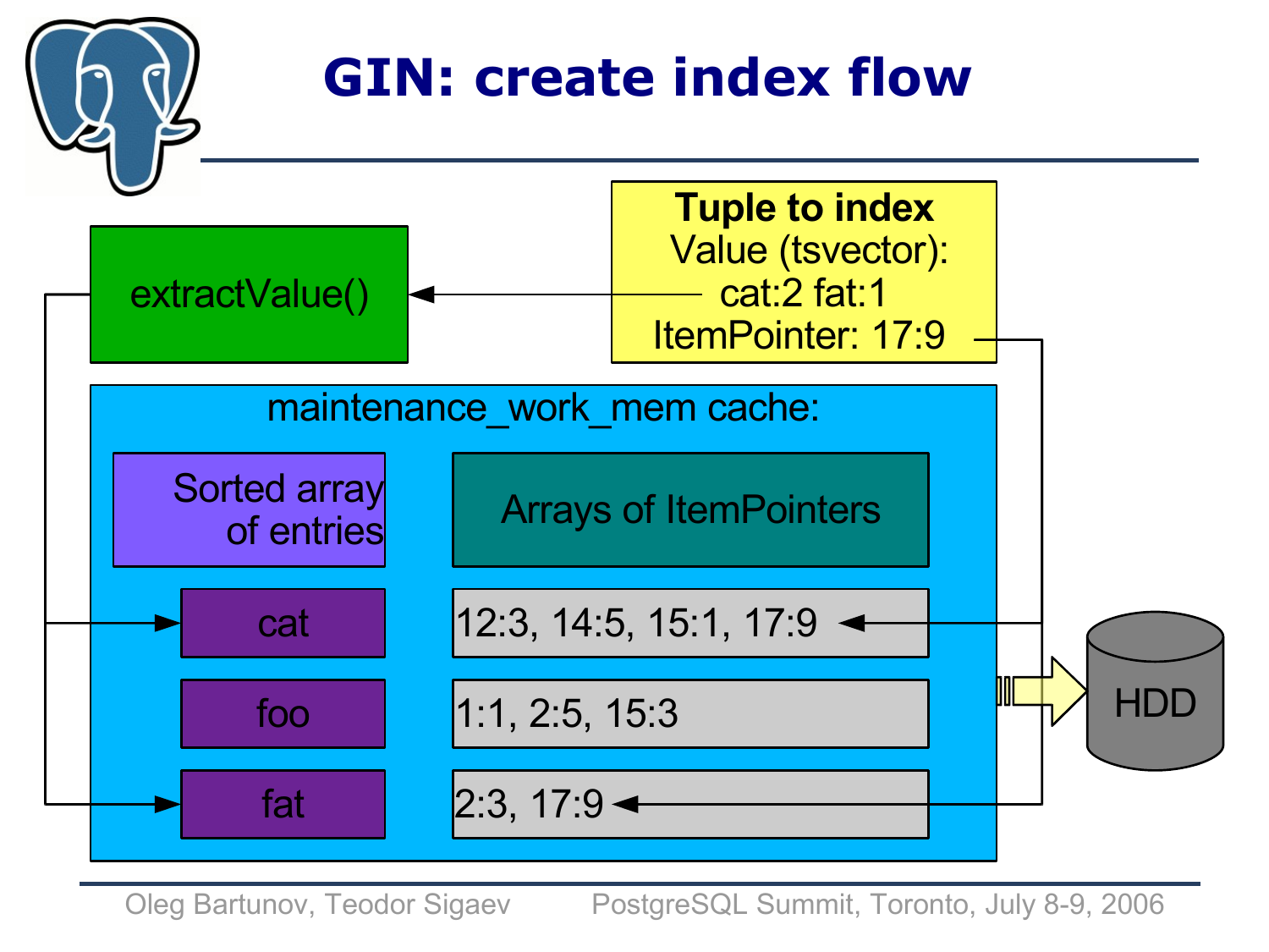# GIN: create index flow

**Tuple to index**
Value (tsvector):
cat:2 fat:1
ItemPointer: 17:9

extractValue()

maintenance_work_mem cache:

| Sorted array of entries | Arrays of ItemPointers |
| --- | --- |
| cat | 12:3, 14:5, 15:1, 17:9 |
| foo | 1:1, 2:5, 15:3 |
| fat | 2:3, 17:9 |

HDD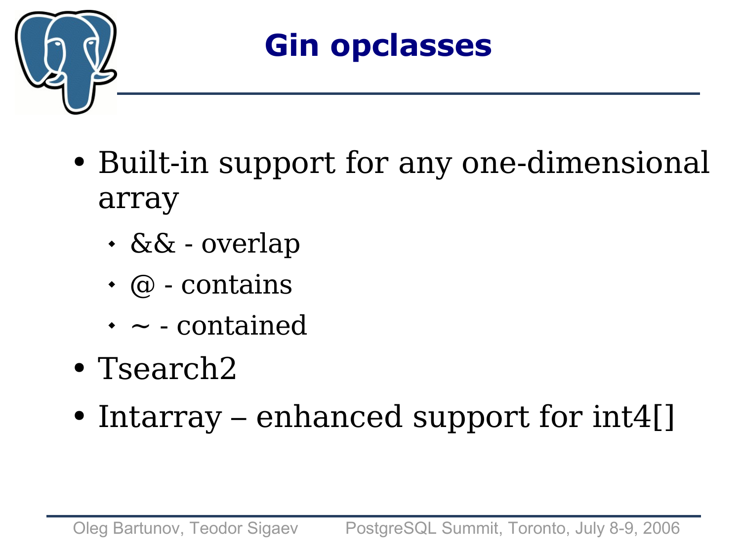# Gin opclasses

- Built-in support for any one-dimensional array
  - && - overlap
  - @ - contains
  - ~ - contained
- Tsearch2
- Intarray – enhanced support for int4[]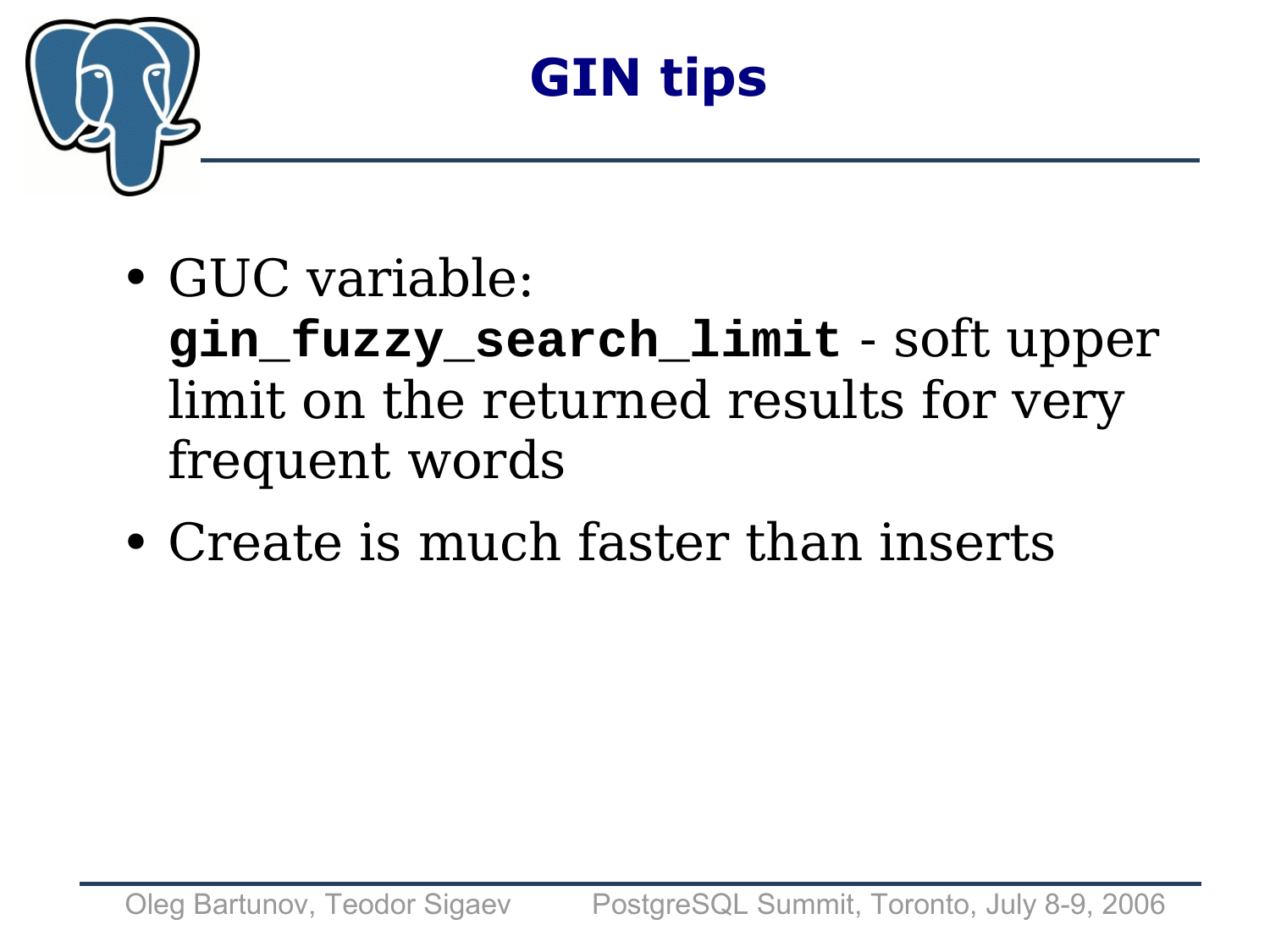# GIN tips

- GUC variable: **`gin_fuzzy_search_limit`** - soft upper limit on the returned results for very frequent words
- Create is much faster than inserts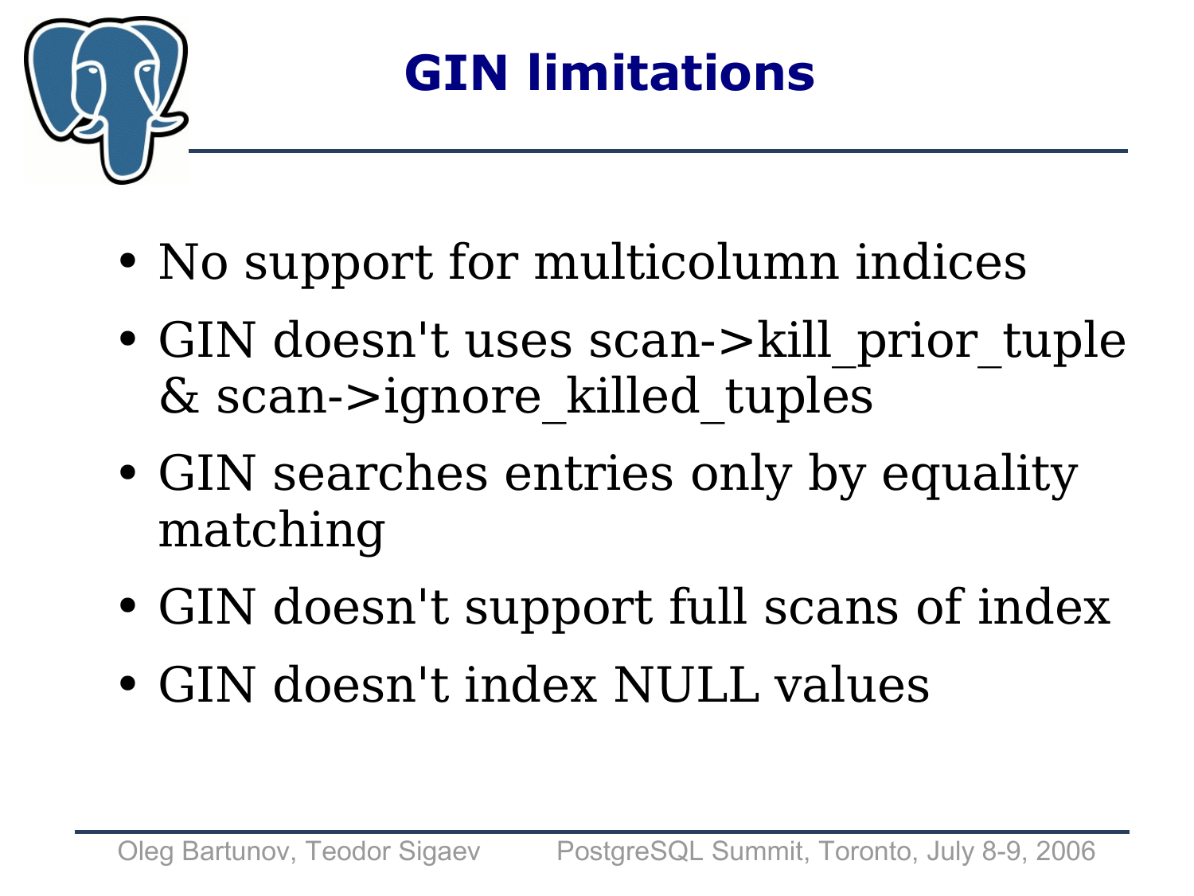# GIN limitations

- No support for multicolumn indices
- GIN doesn't uses scan->kill_prior_tuple & scan->ignore_killed_tuples
- GIN searches entries only by equality matching
- GIN doesn't support full scans of index
- GIN doesn't index NULL values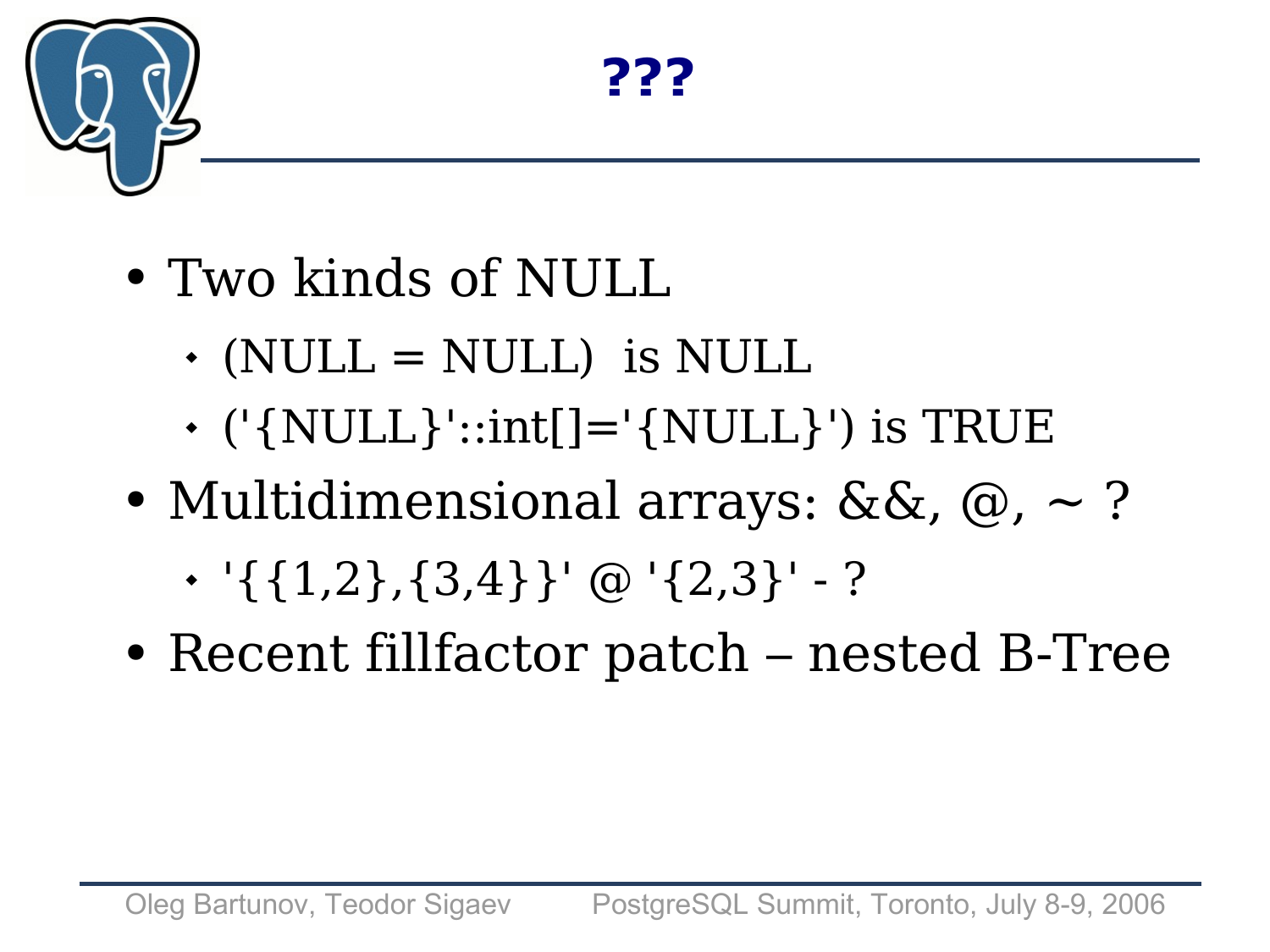# ???

- Two kinds of NULL
  - (NULL = NULL) is NULL
  - ('{NULL}'::int[]='{NULL}') is TRUE
- Multidimensional arrays: &&, @, ~ ?
  - '{{1,2},{3,4}}' @ '{2,3}' - ?
- Recent fillfactor patch – nested B-Tree